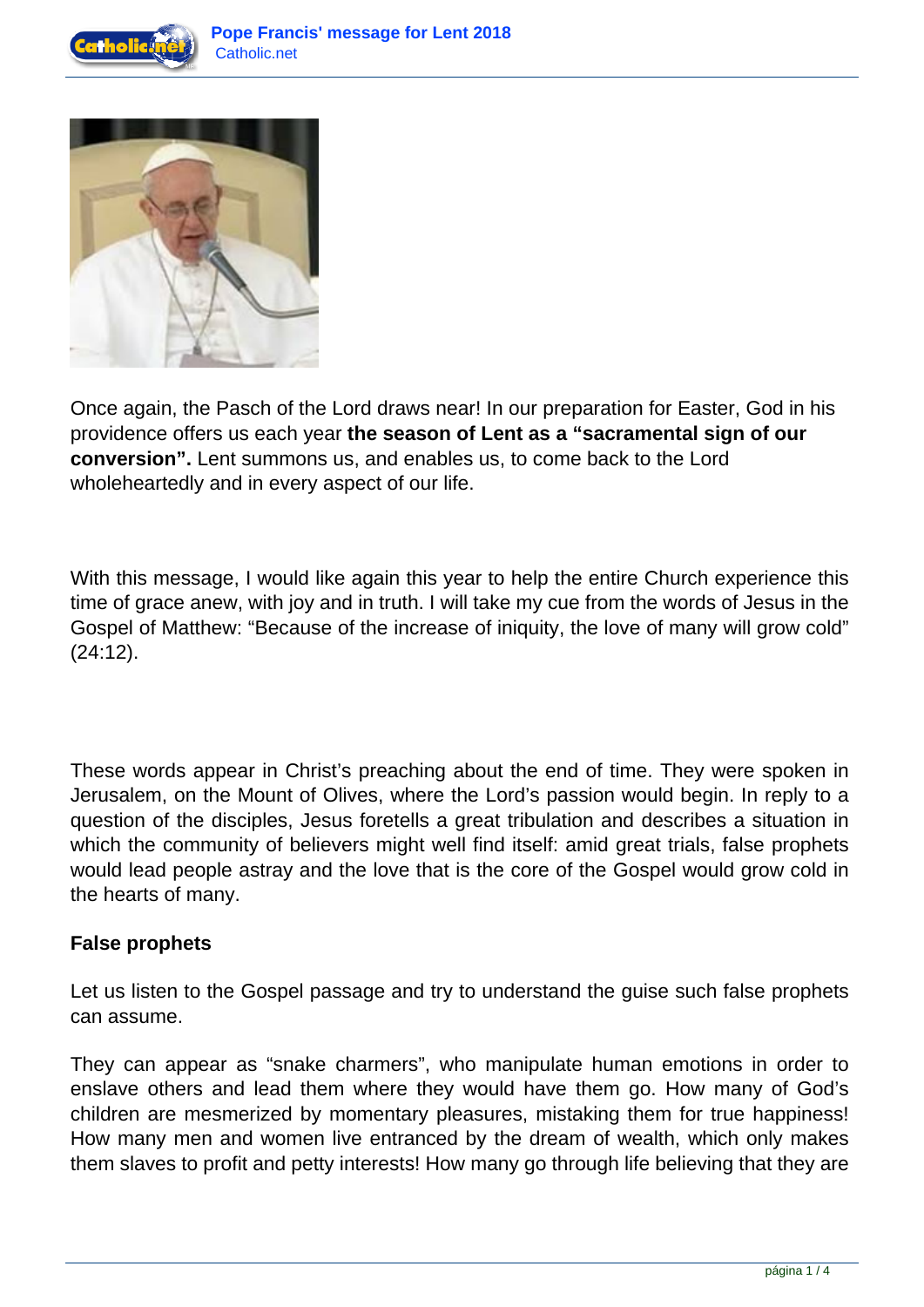Once again, the Pasch of the Lord draws near! In our preparation for Easter, God in his providence offers us each year **the season of Lent as a "sacramental sign of our conversion".** Lent summons us, and enables us, to come back to the Lord wholeheartedly and in every aspect of our life.

With this message, I would like again this year to help the entire Church experience this time of grace anew, with joy and in truth. I will take my cue from the words of Jesus in the Gospel of Matthew: "Because of the increase of iniquity, the love of many will grow cold" (24:12).

These words appear in Christ's preaching about the end of time. They were spoken in Jerusalem, on the Mount of Olives, where the Lord's passion would begin. In reply to a question of the disciples, Jesus foretells a great tribulation and describes a situation in which the community of believers might well find itself: amid great trials, false prophets would lead people astray and the love that is the core of the Gospel would grow cold in the hearts of many.

**False prophets**

Let us listen to the Gospel passage and try to understand the guise such false prophets can assume.

They can appear as "snake charmers", who manipulate human emotions in order to enslave others and lead them where they would have them go. How many of God's children are mesmerized by momentary pleasures, mistaking them for true happiness! How many men and women live entranced by the dream of wealth, which only makes them slaves to profit and petty interests! How many go through life believing that they are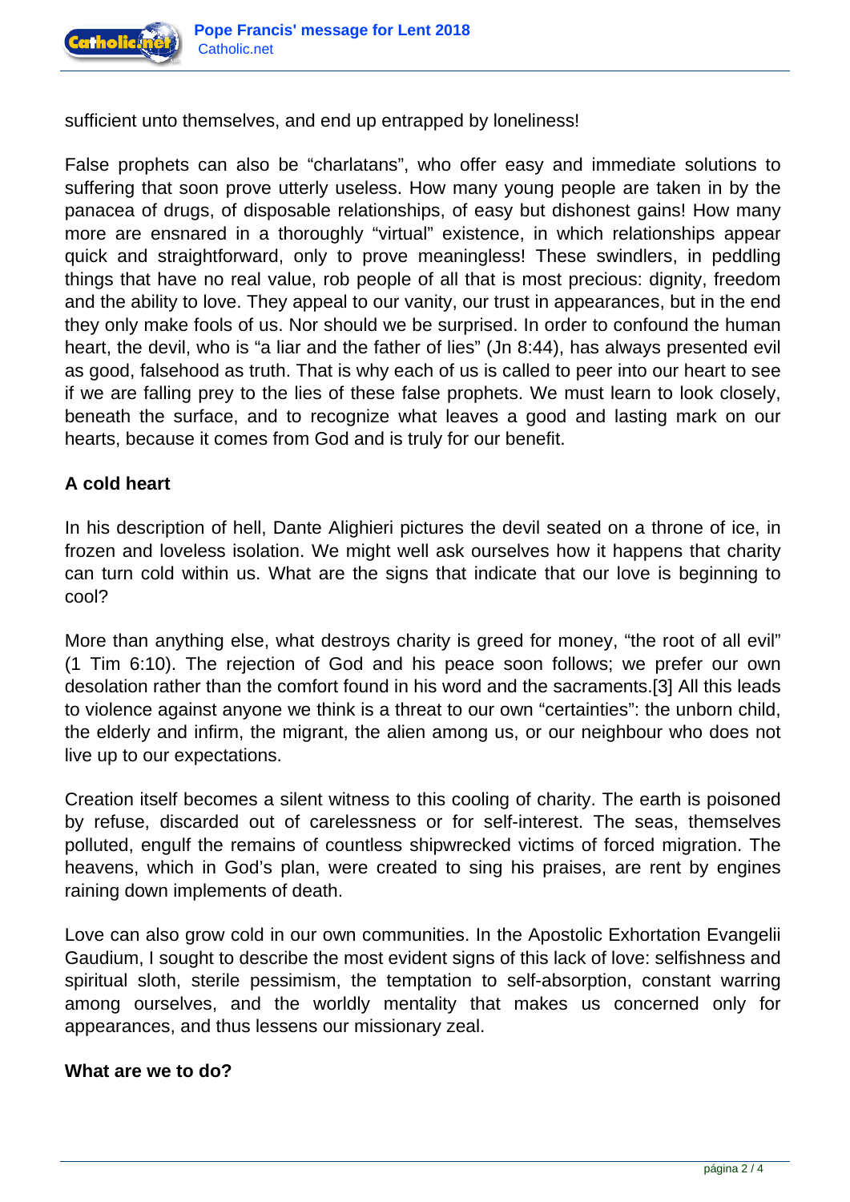sufficient unto themselves, and end up entrapped by loneliness!

False prophets can also be "charlatans", who offer easy and immediate solutions to suffering that soon prove utterly useless. How many young people are taken in by the panacea of drugs, of disposable relationships, of easy but dishonest gains! How many more are ensnared in a thoroughly "virtual" existence, in which relationships appear quick and straightforward, only to prove meaningless! These swindlers, in peddling things that have no real value, rob people of all that is most precious: dignity, freedom and the ability to love. They appeal to our vanity, our trust in appearances, but in the end they only make fools of us. Nor should we be surprised. In order to confound the human heart, the devil, who is "a liar and the father of lies" (Jn 8:44), has always presented evil as good, falsehood as truth. That is why each of us is called to peer into our heart to see if we are falling prey to the lies of these false prophets. We must learn to look closely, beneath the surface, and to recognize what leaves a good and lasting mark on our hearts, because it comes from God and is truly for our benefit.

**A cold heart**

In his description of hell, Dante Alighieri pictures the devil seated on a throne of ice, in frozen and loveless isolation. We might well ask ourselves how it happens that charity can turn cold within us. What are the signs that indicate that our love is beginning to cool?

More than anything else, what destroys charity is greed for money, "the root of all evil" (1 Tim 6:10). The rejection of God and his peace soon follows; we prefer our own desolation rather than the comfort found in his word and the sacraments.[3] All this leads to violence against anyone we think is a threat to our own "certainties": the unborn child, the elderly and infirm, the migrant, the alien among us, or our neighbour who does not live up to our expectations.

Creation itself becomes a silent witness to this cooling of charity. The earth is poisoned by refuse, discarded out of carelessness or for self-interest. The seas, themselves polluted, engulf the remains of countless shipwrecked victims of forced migration. The heavens, which in God's plan, were created to sing his praises, are rent by engines raining down implements of death.

Love can also grow cold in our own communities. In the Apostolic Exhortation Evangelii Gaudium, I sought to describe the most evident signs of this lack of love: selfishness and spiritual sloth, sterile pessimism, the temptation to self-absorption, constant warring among ourselves, and the worldly mentality that makes us concerned only for appearances, and thus lessens our missionary zeal.

**What are we to do?**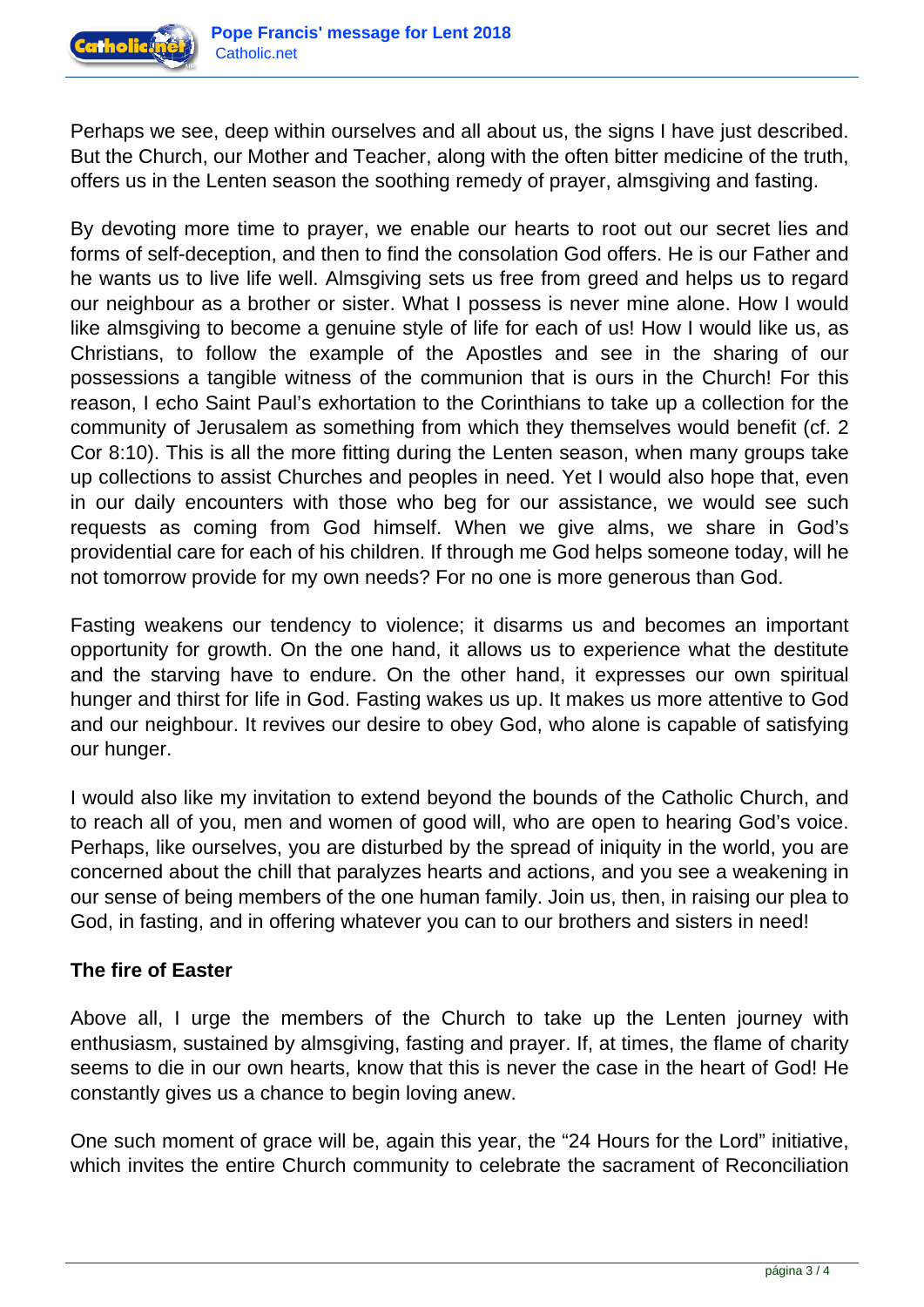Perhaps we see, deep within ourselves and all about us, the signs I have just described. But the Church, our Mother and Teacher, along with the often bitter medicine of the truth, offers us in the Lenten season the soothing remedy of prayer, almsgiving and fasting.

By devoting more time to prayer, we enable our hearts to root out our secret lies and forms of self-deception, and then to find the consolation God offers. He is our Father and he wants us to live life well. Almsgiving sets us free from greed and helps us to regard our neighbour as a brother or sister. What I possess is never mine alone. How I would like almsgiving to become a genuine style of life for each of us! How I would like us, as Christians, to follow the example of the Apostles and see in the sharing of our possessions a tangible witness of the communion that is ours in the Church! For this reason, I echo Saint Paul's exhortation to the Corinthians to take up a collection for the community of Jerusalem as something from which they themselves would benefit (cf. 2 Cor 8:10). This is all the more fitting during the Lenten season, when many groups take up collections to assist Churches and peoples in need. Yet I would also hope that, even in our daily encounters with those who beg for our assistance, we would see such requests as coming from God himself. When we give alms, we share in God's providential care for each of his children. If through me God helps someone today, will he not tomorrow provide for my own needs? For no one is more generous than God.

Fasting weakens our tendency to violence; it disarms us and becomes an important opportunity for growth. On the one hand, it allows us to experience what the destitute and the starving have to endure. On the other hand, it expresses our own spiritual hunger and thirst for life in God. Fasting wakes us up. It makes us more attentive to God and our neighbour. It revives our desire to obey God, who alone is capable of satisfying our hunger.

I would also like my invitation to extend beyond the bounds of the Catholic Church, and to reach all of you, men and women of good will, who are open to hearing God's voice. Perhaps, like ourselves, you are disturbed by the spread of iniquity in the world, you are concerned about the chill that paralyzes hearts and actions, and you see a weakening in our sense of being members of the one human family. Join us, then, in raising our plea to God, in fasting, and in offering whatever you can to our brothers and sisters in need!

**The fire of Easter**

Above all, I urge the members of the Church to take up the Lenten journey with enthusiasm, sustained by almsgiving, fasting and prayer. If, at times, the flame of charity seems to die in our own hearts, know that this is never the case in the heart of God! He constantly gives us a chance to begin loving anew.

One such moment of grace will be, again this year, the "24 Hours for the Lord" initiative, which invites the entire Church community to celebrate the sacrament of Reconciliation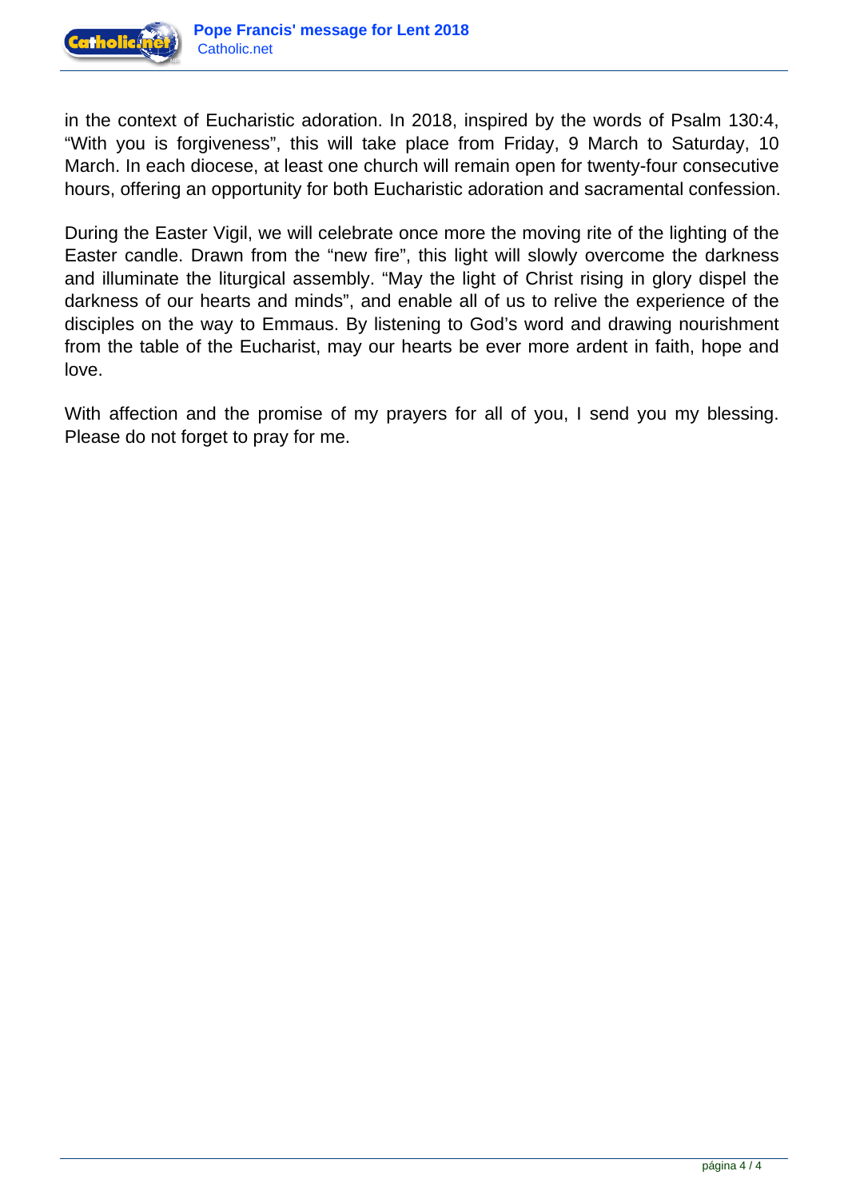in the context of Eucharistic adoration. In 2018, inspired by the words of Psalm 130:4, “With you is forgiveness”, this will take place from Friday, 9 March to Saturday, 10 March. In each diocese, at least one church will remain open for twenty-four consecutive hours, offering an opportunity for both Eucharistic adoration and sacramental confession.

During the Easter Vigil, we will celebrate once more the moving rite of the lighting of the Easter candle. Drawn from the “new fire”, this light will slowly overcome the darkness and illuminate the liturgical assembly. “May the light of Christ rising in glory dispel the darkness of our hearts and minds”, and enable all of us to relive the experience of the disciples on the way to Emmaus. By listening to God’s word and drawing nourishment from the table of the Eucharist, may our hearts be ever more ardent in faith, hope and love.

With affection and the promise of my prayers for all of you, I send you my blessing. Please do not forget to pray for me.